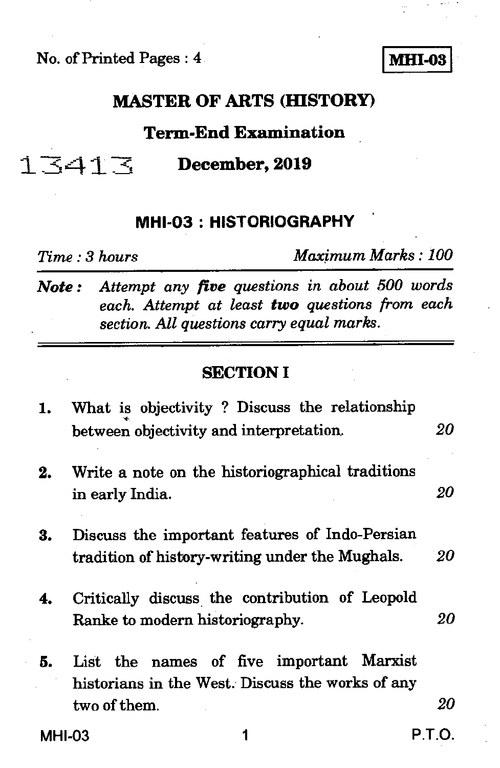No. of Printed Pages : 4

**MHI-03**

# MASTER OF ARTS (HISTORY)

## Term-End Examination

13413

## December, 2019

## MHI-03 : HISTORIOGRAPHY

*Time : 3 hours* *Maximum Marks : 100*

***Note :*** *Attempt any **five** questions in about 500 words each. Attempt at least **two** questions from each section. All questions carry equal marks.*

---

### SECTION I

1. What is objectivity ? Discuss the relationship between objectivity and interpretation. *20*

2. Write a note on the historiographical traditions in early India. *20*

3. Discuss the important features of Indo-Persian tradition of history-writing under the Mughals. *20*

4. Critically discuss the contribution of Leopold Ranke to modern historiography. *20*

5. List the names of five important Marxist historians in the West. Discuss the works of any two of them. *20*

P.T.O.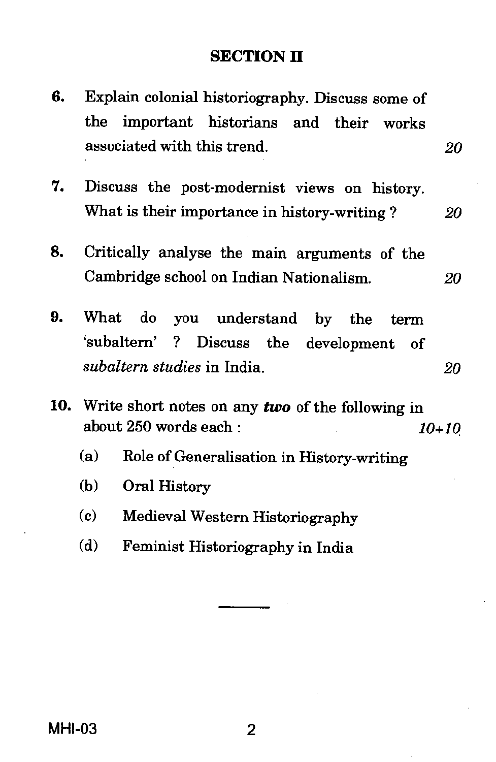## SECTION II

6. Explain colonial historiography. Discuss some of the important historians and their works associated with this trend. *20*

7. Discuss the post-modernist views on history. What is their importance in history-writing ? *20*

8. Critically analyse the main arguments of the Cambridge school on Indian Nationalism. *20*

9. What do you understand by the term 'subaltern' ? Discuss the development of *subaltern studies* in India. *20*

10. Write short notes on any ***two*** of the following in about 250 words each : *10+10*

    (a) Role of Generalisation in History-writing

    (b) Oral History

    (c) Medieval Western Historiography

    (d) Feminist Historiography in India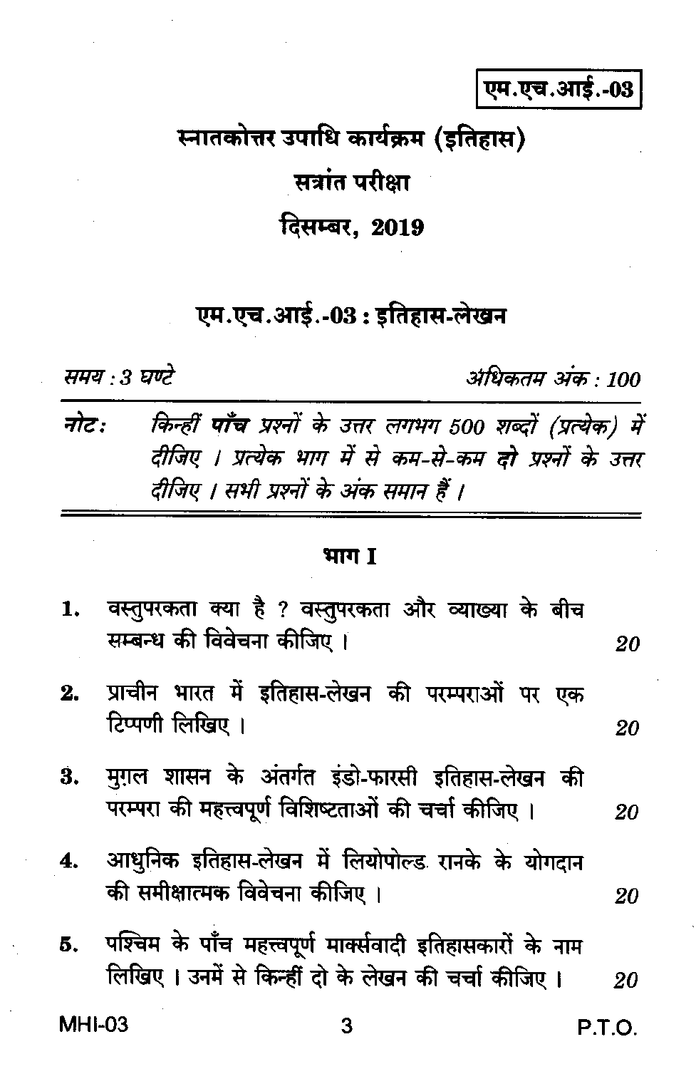एम.एच.आई.-03

# स्नातकोत्तर उपाधि कार्यक्रम (इतिहास)

## सत्रांत परीक्षा

## दिसम्बर, 2019

## एम.एच.आई.-03 : इतिहास-लेखन

*समय : 3 घण्टे* *अधिकतम अंक : 100*

*नोट: किन्हीं **पाँच** प्रश्नों के उत्तर लगभग 500 शब्दों (प्रत्येक) में दीजिए । प्रत्येक भाग में से कम-से-कम **दो** प्रश्नों के उत्तर दीजिए । सभी प्रश्नों के अंक समान हैं ।*

### भाग I

1. वस्तुपरकता क्या है ? वस्तुपरकता और व्याख्या के बीच सम्बन्ध की विवेचना कीजिए । 20

2. प्राचीन भारत में इतिहास-लेखन की परम्पराओं पर एक टिप्पणी लिखिए । 20

3. मुग़ल शासन के अंतर्गत इंडो-फारसी इतिहास-लेखन की परम्परा की महत्त्वपूर्ण विशिष्टताओं की चर्चा कीजिए । 20

4. आधुनिक इतिहास-लेखन में लियोपोल्ड रानके के योगदान की समीक्षात्मक विवेचना कीजिए । 20

5. पश्चिम के पाँच महत्त्वपूर्ण मार्क्सवादी इतिहासकारों के नाम लिखिए । उनमें से किन्हीं दो के लेखन की चर्चा कीजिए । 20

P.T.O.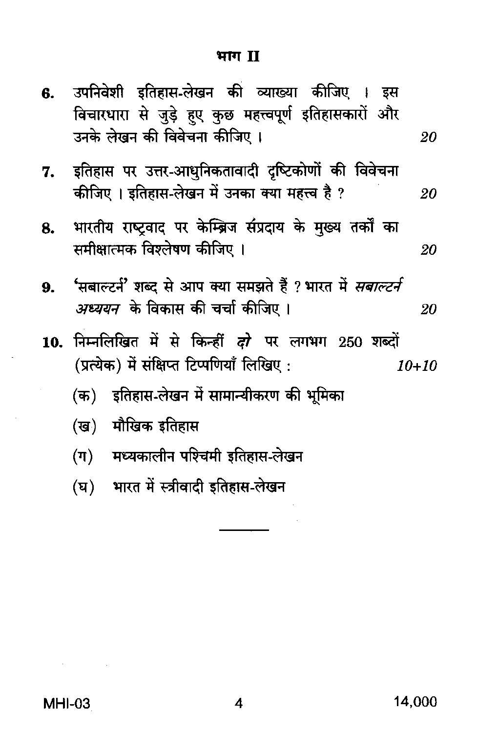## भाग II

6. उपनिवेशी इतिहास-लेखन की व्याख्या कीजिए । इस विचारधारा से जुड़े हुए कुछ महत्त्वपूर्ण इतिहासकारों और उनके लेखन की विवेचना कीजिए । *20*

7. इतिहास पर उत्तर-आधुनिकतावादी दृष्टिकोणों की विवेचना कीजिए । इतिहास-लेखन में उनका क्या महत्त्व है ? *20*

8. भारतीय राष्ट्रवाद पर केम्ब्रिज संप्रदाय के मुख्य तर्कों का समीक्षात्मक विश्लेषण कीजिए । *20*

9. 'सबाल्टर्न' शब्द से आप क्या समझते हैं ? भारत में *सबाल्टर्न अध्ययन* के विकास की चर्चा कीजिए । *20*

10. निम्नलिखित में से किन्हीं *दो* पर लगभग 250 शब्दों (प्रत्येक) में संक्षिप्त टिप्पणियाँ लिखिए : *10+10*

    (क) इतिहास-लेखन में सामान्यीकरण की भूमिका

    (ख) मौखिक इतिहास

    (ग) मध्यकालीन पश्चिमी इतिहास-लेखन

    (घ) भारत में स्त्रीवादी इतिहास-लेखन